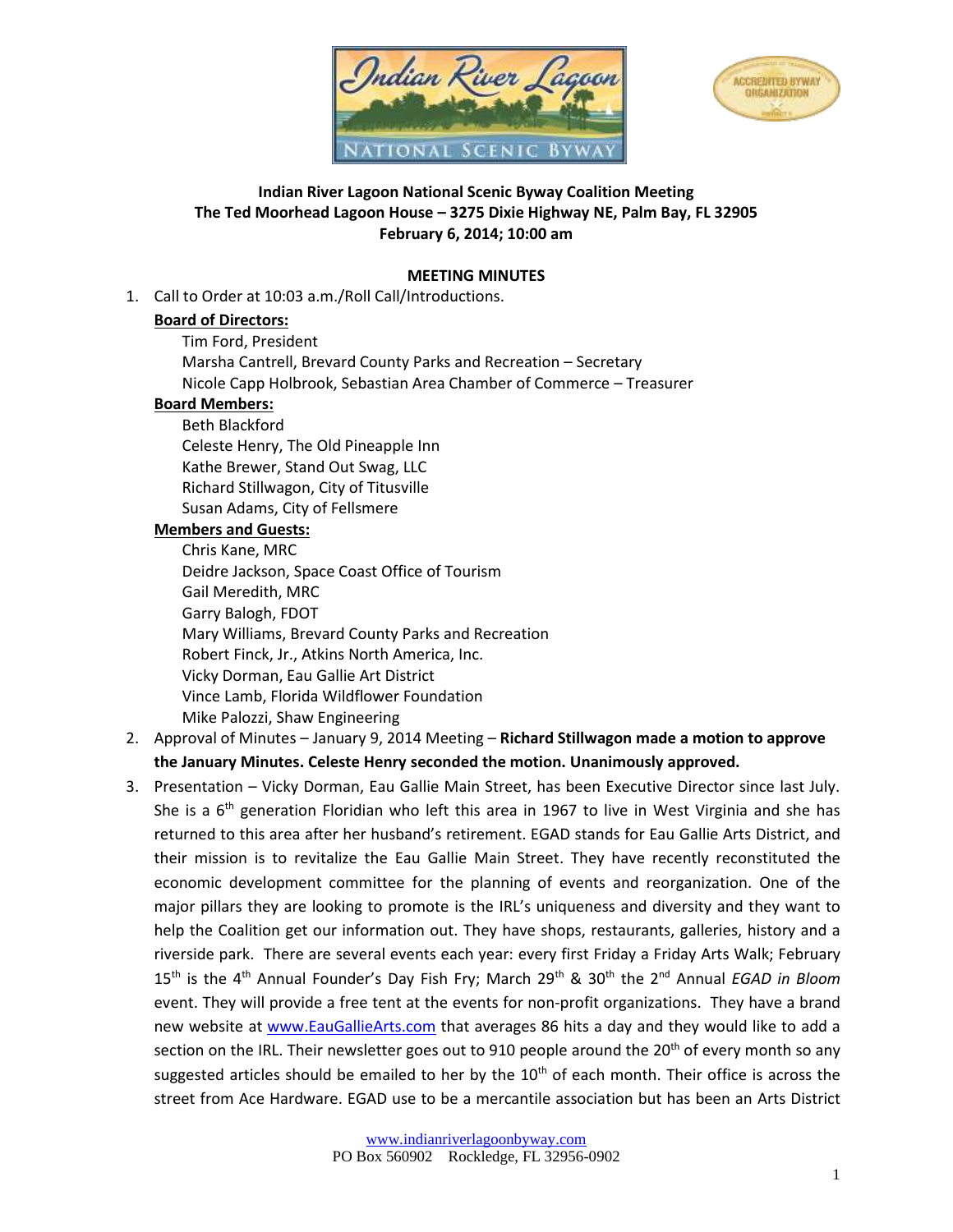**Indian River Lagoon National Scenic Byway Coalition Meeting**
**The Ted Moorhead Lagoon House – 3275 Dixie Highway NE, Palm Bay, FL 32905**
**February 6, 2014; 10:00 am**

## MEETING MINUTES

1. Call to Order at 10:03 a.m./Roll Call/Introductions.

   **Board of Directors:**
   - Tim Ford, President
   - Marsha Cantrell, Brevard County Parks and Recreation – Secretary
   - Nicole Capp Holbrook, Sebastian Area Chamber of Commerce – Treasurer

   **Board Members:**
   - Beth Blackford
   - Celeste Henry, The Old Pineapple Inn
   - Kathe Brewer, Stand Out Swag, LLC
   - Richard Stillwagon, City of Titusville
   - Susan Adams, City of Fellsmere

   **Members and Guests:**
   - Chris Kane, MRC
   - Deidre Jackson, Space Coast Office of Tourism
   - Gail Meredith, MRC
   - Garry Balogh, FDOT
   - Mary Williams, Brevard County Parks and Recreation
   - Robert Finck, Jr., Atkins North America, Inc.
   - Vicky Dorman, Eau Gallie Art District
   - Vince Lamb, Florida Wildflower Foundation
   - Mike Palozzi, Shaw Engineering

2. Approval of Minutes – January 9, 2014 Meeting – **Richard Stillwagon made a motion to approve the January Minutes. Celeste Henry seconded the motion. Unanimously approved.**

3. Presentation – Vicky Dorman, Eau Gallie Main Street, has been Executive Director since last July. She is a 6th generation Floridian who left this area in 1967 to live in West Virginia and she has returned to this area after her husband's retirement. EGAD stands for Eau Gallie Arts District, and their mission is to revitalize the Eau Gallie Main Street. They have recently reconstituted the economic development committee for the planning of events and reorganization. One of the major pillars they are looking to promote is the IRL's uniqueness and diversity and they want to help the Coalition get our information out. They have shops, restaurants, galleries, history and a riverside park. There are several events each year: every first Friday a Friday Arts Walk; February 15th is the 4th Annual Founder's Day Fish Fry; March 29th & 30th the 2nd Annual *EGAD in Bloom* event. They will provide a free tent at the events for non-profit organizations. They have a brand new website at www.EauGallieArts.com that averages 86 hits a day and they would like to add a section on the IRL. Their newsletter goes out to 910 people around the 20th of every month so any suggested articles should be emailed to her by the 10th of each month. Their office is across the street from Ace Hardware. EGAD use to be a mercantile association but has been an Arts District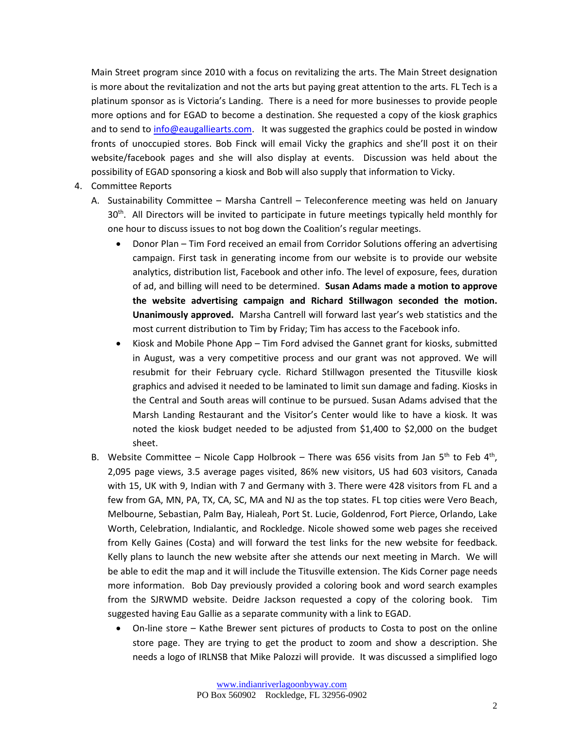Main Street program since 2010 with a focus on revitalizing the arts. The Main Street designation is more about the revitalization and not the arts but paying great attention to the arts. FL Tech is a platinum sponsor as is Victoria's Landing. There is a need for more businesses to provide people more options and for EGAD to become a destination. She requested a copy of the kiosk graphics and to send to info@eaugalliearts.com. It was suggested the graphics could be posted in window fronts of unoccupied stores. Bob Finck will email Vicky the graphics and she'll post it on their website/facebook pages and she will also display at events. Discussion was held about the possibility of EGAD sponsoring a kiosk and Bob will also supply that information to Vicky.

4. Committee Reports
   A. Sustainability Committee – Marsha Cantrell – Teleconference meeting was held on January 30th. All Directors will be invited to participate in future meetings typically held monthly for one hour to discuss issues to not bog down the Coalition's regular meetings.
      - Donor Plan – Tim Ford received an email from Corridor Solutions offering an advertising campaign. First task in generating income from our website is to provide our website analytics, distribution list, Facebook and other info. The level of exposure, fees, duration of ad, and billing will need to be determined. **Susan Adams made a motion to approve the website advertising campaign and Richard Stillwagon seconded the motion. Unanimously approved.** Marsha Cantrell will forward last year's web statistics and the most current distribution to Tim by Friday; Tim has access to the Facebook info.
      - Kiosk and Mobile Phone App – Tim Ford advised the Gannet grant for kiosks, submitted in August, was a very competitive process and our grant was not approved. We will resubmit for their February cycle. Richard Stillwagon presented the Titusville kiosk graphics and advised it needed to be laminated to limit sun damage and fading. Kiosks in the Central and South areas will continue to be pursued. Susan Adams advised that the Marsh Landing Restaurant and the Visitor's Center would like to have a kiosk. It was noted the kiosk budget needed to be adjusted from $1,400 to $2,000 on the budget sheet.
   B. Website Committee – Nicole Capp Holbrook – There was 656 visits from Jan 5th to Feb 4th, 2,095 page views, 3.5 average pages visited, 86% new visitors, US had 603 visitors, Canada with 15, UK with 9, Indian with 7 and Germany with 3. There were 428 visitors from FL and a few from GA, MN, PA, TX, CA, SC, MA and NJ as the top states. FL top cities were Vero Beach, Melbourne, Sebastian, Palm Bay, Hialeah, Port St. Lucie, Goldenrod, Fort Pierce, Orlando, Lake Worth, Celebration, Indialantic, and Rockledge. Nicole showed some web pages she received from Kelly Gaines (Costa) and will forward the test links for the new website for feedback. Kelly plans to launch the new website after she attends our next meeting in March. We will be able to edit the map and it will include the Titusville extension. The Kids Corner page needs more information. Bob Day previously provided a coloring book and word search examples from the SJRWMD website. Deidre Jackson requested a copy of the coloring book. Tim suggested having Eau Gallie as a separate community with a link to EGAD.
      - On-line store – Kathe Brewer sent pictures of products to Costa to post on the online store page. They are trying to get the product to zoom and show a description. She needs a logo of IRLNSB that Mike Palozzi will provide. It was discussed a simplified logo

www.indianriverlagoonbyway.com
PO Box 560902 Rockledge, FL 32956-0902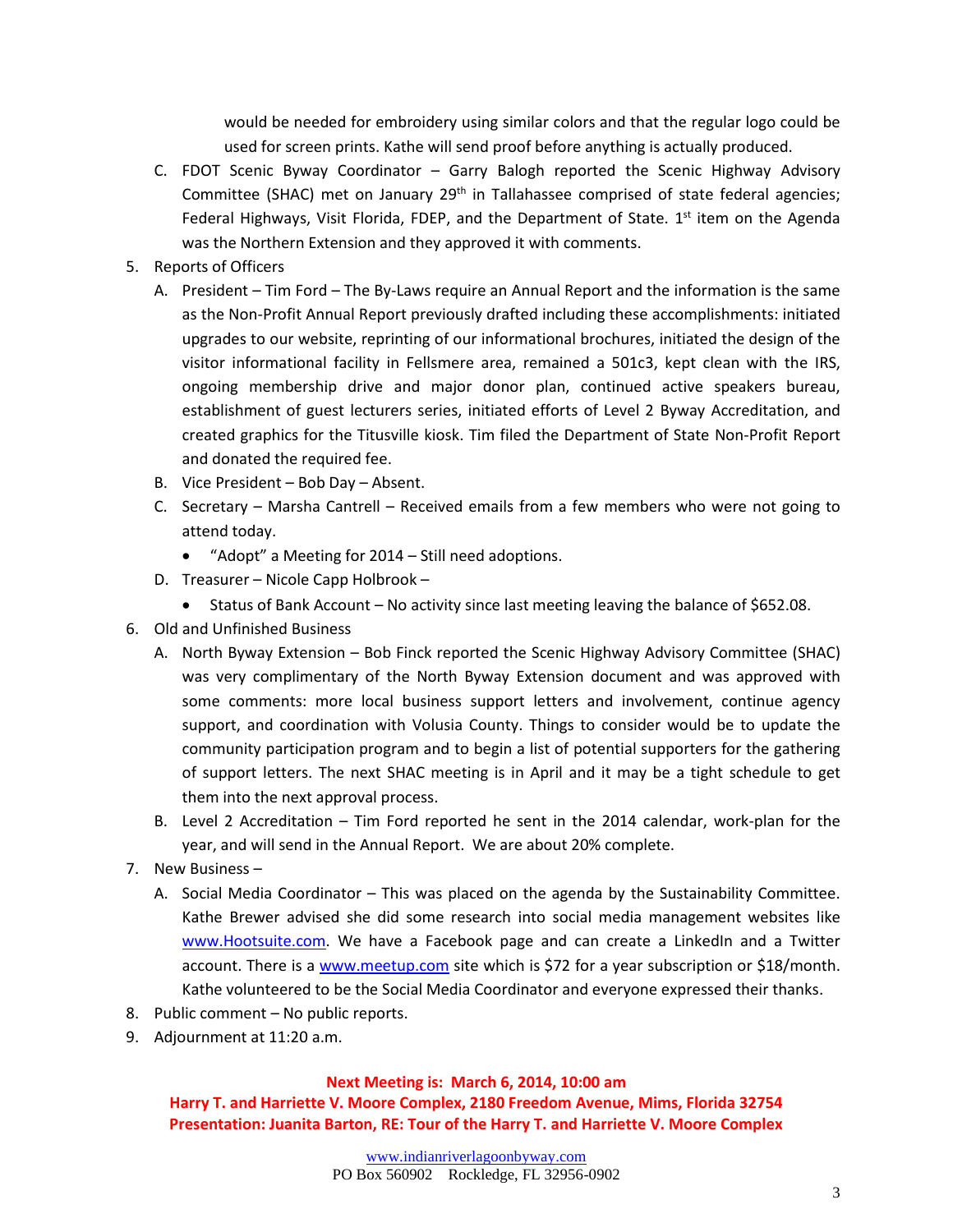would be needed for embroidery using similar colors and that the regular logo could be used for screen prints. Kathe will send proof before anything is actually produced.

C. FDOT Scenic Byway Coordinator – Garry Balogh reported the Scenic Highway Advisory Committee (SHAC) met on January 29th in Tallahassee comprised of state federal agencies; Federal Highways, Visit Florida, FDEP, and the Department of State. 1st item on the Agenda was the Northern Extension and they approved it with comments.

5. Reports of Officers
   A. President – Tim Ford – The By-Laws require an Annual Report and the information is the same as the Non-Profit Annual Report previously drafted including these accomplishments: initiated upgrades to our website, reprinting of our informational brochures, initiated the design of the visitor informational facility in Fellsmere area, remained a 501c3, kept clean with the IRS, ongoing membership drive and major donor plan, continued active speakers bureau, establishment of guest lecturers series, initiated efforts of Level 2 Byway Accreditation, and created graphics for the Titusville kiosk. Tim filed the Department of State Non-Profit Report and donated the required fee.
   B. Vice President – Bob Day – Absent.
   C. Secretary – Marsha Cantrell – Received emails from a few members who were not going to attend today.
      - "Adopt" a Meeting for 2014 – Still need adoptions.
   D. Treasurer – Nicole Capp Holbrook –
      - Status of Bank Account – No activity since last meeting leaving the balance of $652.08.
6. Old and Unfinished Business
   A. North Byway Extension – Bob Finck reported the Scenic Highway Advisory Committee (SHAC) was very complimentary of the North Byway Extension document and was approved with some comments: more local business support letters and involvement, continue agency support, and coordination with Volusia County. Things to consider would be to update the community participation program and to begin a list of potential supporters for the gathering of support letters. The next SHAC meeting is in April and it may be a tight schedule to get them into the next approval process.
   B. Level 2 Accreditation – Tim Ford reported he sent in the 2014 calendar, work-plan for the year, and will send in the Annual Report. We are about 20% complete.
7. New Business –
   A. Social Media Coordinator – This was placed on the agenda by the Sustainability Committee. Kathe Brewer advised she did some research into social media management websites like www.Hootsuite.com. We have a Facebook page and can create a LinkedIn and a Twitter account. There is a www.meetup.com site which is $72 for a year subscription or $18/month. Kathe volunteered to be the Social Media Coordinator and everyone expressed their thanks.
8. Public comment – No public reports.
9. Adjournment at 11:20 a.m.

**Next Meeting is: March 6, 2014, 10:00 am**
**Harry T. and Harriette V. Moore Complex, 2180 Freedom Avenue, Mims, Florida 32754**
**Presentation: Juanita Barton, RE: Tour of the Harry T. and Harriette V. Moore Complex**

www.indianriverlagoonbyway.com
PO Box 560902 Rockledge, FL 32956-0902